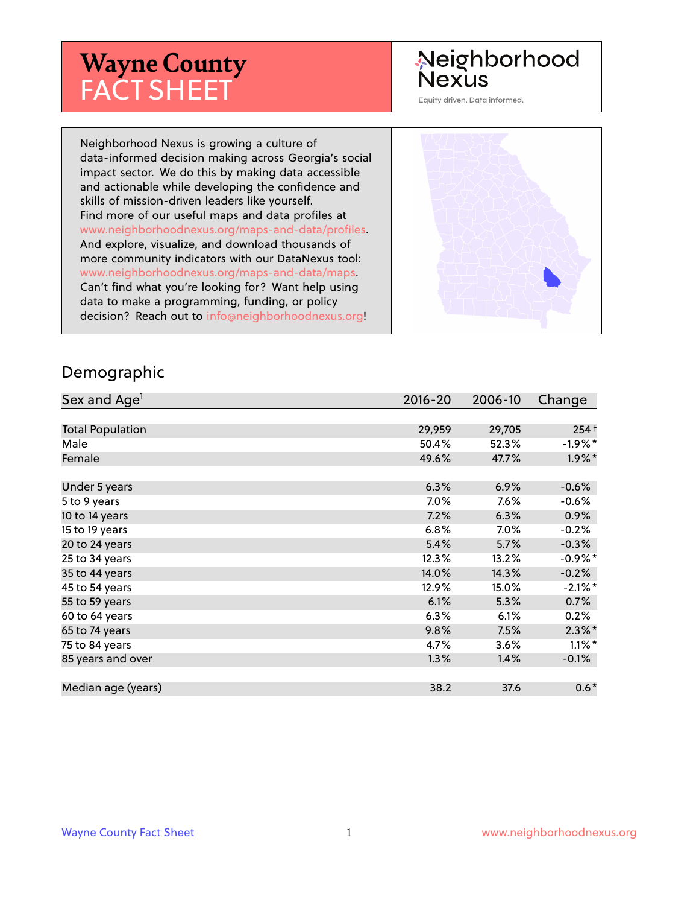# Wayne County FACT SHEET

Neighborhood Nexus

Equity driven. Data informed.

Neighborhood Nexus is growing a culture of data-informed decision making across Georgia's social impact sector. We do this by making data accessible and actionable while developing the confidence and skills of mission-driven leaders like yourself. Find more of our useful maps and data profiles at www.neighborhoodnexus.org/maps-and-data/profiles. And explore, visualize, and download thousands of more community indicators with our DataNexus tool: www.neighborhoodnexus.org/maps-and-data/maps. Can't find what you're looking for? Want help using data to make a programming, funding, or policy decision? Reach out to info@neighborhoodnexus.org!

## Demographic

| Sex and Age[1] | 2016-20 | 2006-10 | Change |
|---|---|---|---|
| Total Population | 29,959 | 29,705 | 254 † |
| Male | 50.4% | 52.3% | -1.9% * |
| Female | 49.6% | 47.7% | 1.9% * |
| Under 5 years | 6.3% | 6.9% | -0.6% |
| 5 to 9 years | 7.0% | 7.6% | -0.6% |
| 10 to 14 years | 7.2% | 6.3% | 0.9% |
| 15 to 19 years | 6.8% | 7.0% | -0.2% |
| 20 to 24 years | 5.4% | 5.7% | -0.3% |
| 25 to 34 years | 12.3% | 13.2% | -0.9% * |
| 35 to 44 years | 14.0% | 14.3% | -0.2% |
| 45 to 54 years | 12.9% | 15.0% | -2.1% * |
| 55 to 59 years | 6.1% | 5.3% | 0.7% |
| 60 to 64 years | 6.3% | 6.1% | 0.2% |
| 65 to 74 years | 9.8% | 7.5% | 2.3% * |
| 75 to 84 years | 4.7% | 3.6% | 1.1% * |
| 85 years and over | 1.3% | 1.4% | -0.1% |
| Median age (years) | 38.2 | 37.6 | 0.6 * |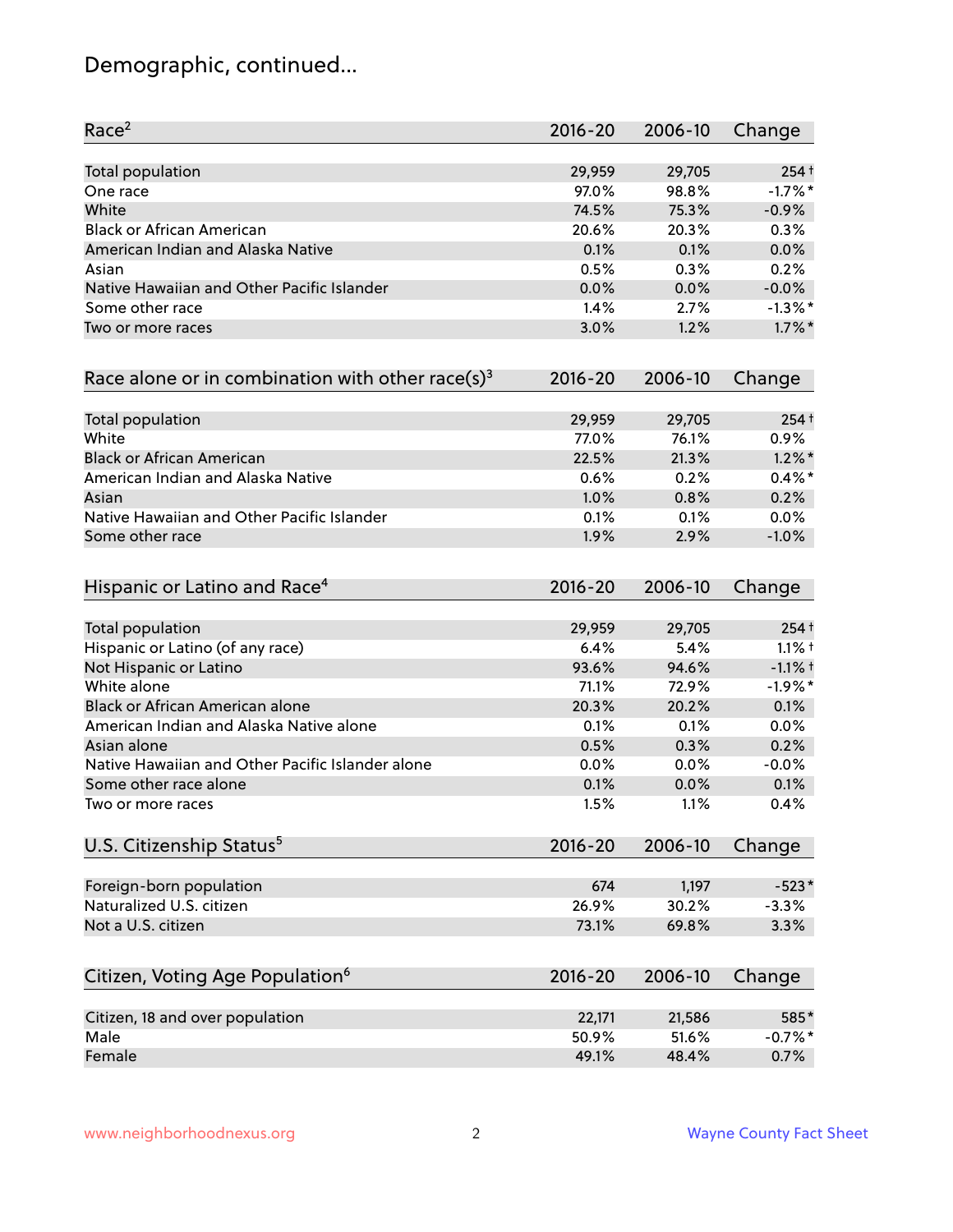# Demographic, continued...

| Race[2] | 2016-20 | 2006-10 | Change |
|---|---|---|---|
| Total population | 29,959 | 29,705 | 254 † |
| One race | 97.0% | 98.8% | -1.7% * |
| White | 74.5% | 75.3% | -0.9% |
| Black or African American | 20.6% | 20.3% | 0.3% |
| American Indian and Alaska Native | 0.1% | 0.1% | 0.0% |
| Asian | 0.5% | 0.3% | 0.2% |
| Native Hawaiian and Other Pacific Islander | 0.0% | 0.0% | -0.0% |
| Some other race | 1.4% | 2.7% | -1.3% * |
| Two or more races | 3.0% | 1.2% | 1.7% * |

| Race alone or in combination with other race(s)[3] | 2016-20 | 2006-10 | Change |
|---|---|---|---|
| Total population | 29,959 | 29,705 | 254 † |
| White | 77.0% | 76.1% | 0.9% |
| Black or African American | 22.5% | 21.3% | 1.2% * |
| American Indian and Alaska Native | 0.6% | 0.2% | 0.4% * |
| Asian | 1.0% | 0.8% | 0.2% |
| Native Hawaiian and Other Pacific Islander | 0.1% | 0.1% | 0.0% |
| Some other race | 1.9% | 2.9% | -1.0% |

| Hispanic or Latino and Race[4] | 2016-20 | 2006-10 | Change |
|---|---|---|---|
| Total population | 29,959 | 29,705 | 254 † |
| Hispanic or Latino (of any race) | 6.4% | 5.4% | 1.1% † |
| Not Hispanic or Latino | 93.6% | 94.6% | -1.1% † |
| White alone | 71.1% | 72.9% | -1.9% * |
| Black or African American alone | 20.3% | 20.2% | 0.1% |
| American Indian and Alaska Native alone | 0.1% | 0.1% | 0.0% |
| Asian alone | 0.5% | 0.3% | 0.2% |
| Native Hawaiian and Other Pacific Islander alone | 0.0% | 0.0% | -0.0% |
| Some other race alone | 0.1% | 0.0% | 0.1% |
| Two or more races | 1.5% | 1.1% | 0.4% |

| U.S. Citizenship Status[5] | 2016-20 | 2006-10 | Change |
|---|---|---|---|
| Foreign-born population | 674 | 1,197 | -523 * |
| Naturalized U.S. citizen | 26.9% | 30.2% | -3.3% |
| Not a U.S. citizen | 73.1% | 69.8% | 3.3% |

| Citizen, Voting Age Population[6] | 2016-20 | 2006-10 | Change |
|---|---|---|---|
| Citizen, 18 and over population | 22,171 | 21,586 | 585 * |
| Male | 50.9% | 51.6% | -0.7% * |
| Female | 49.1% | 48.4% | 0.7% |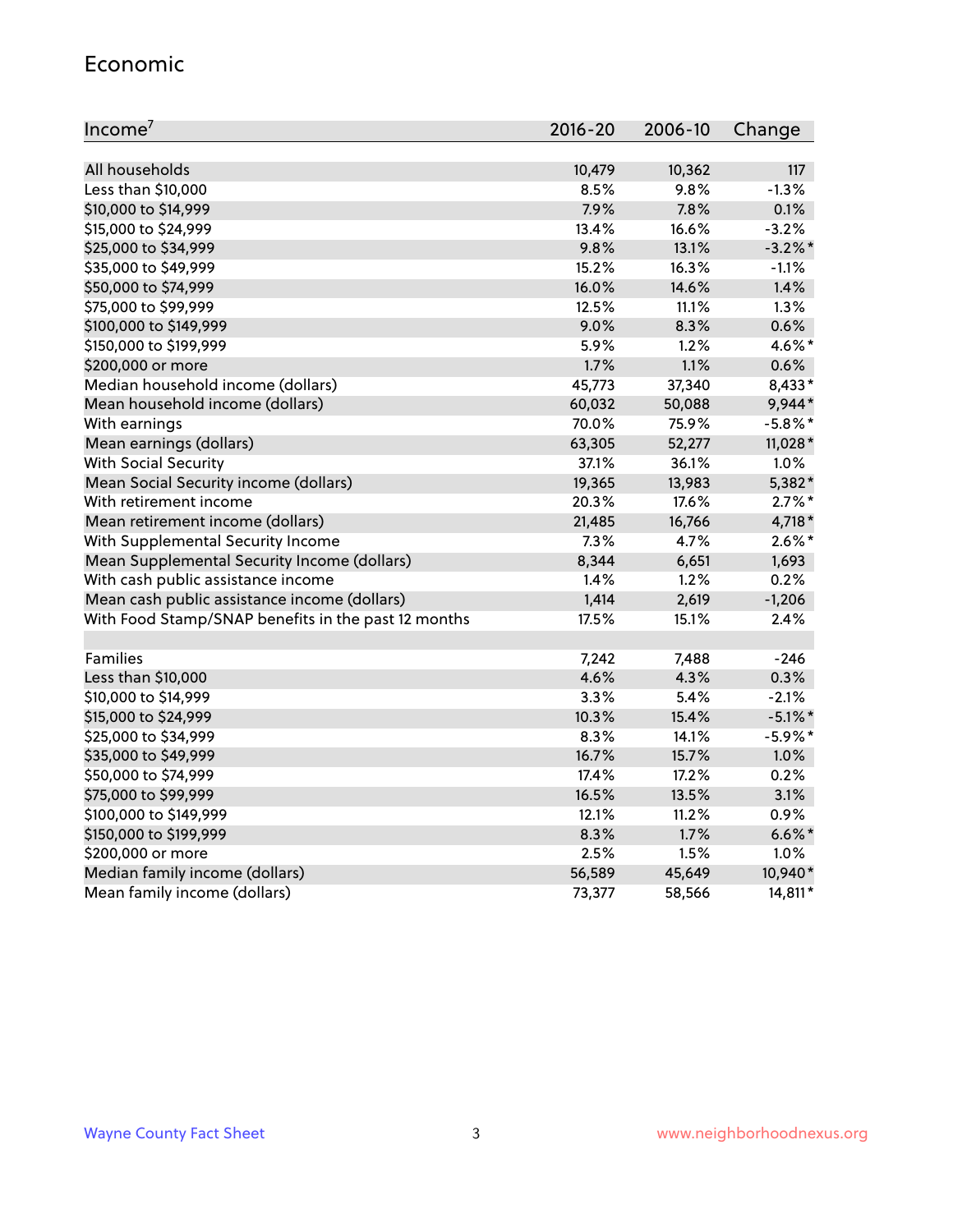## Economic

| Income[7] | 2016-20 | 2006-10 | Change |
|---|---|---|---|
| All households | 10,479 | 10,362 | 117 |
| Less than $10,000 | 8.5% | 9.8% | -1.3% |
| $10,000 to $14,999 | 7.9% | 7.8% | 0.1% |
| $15,000 to $24,999 | 13.4% | 16.6% | -3.2% |
| $25,000 to $34,999 | 9.8% | 13.1% | -3.2%* |
| $35,000 to $49,999 | 15.2% | 16.3% | -1.1% |
| $50,000 to $74,999 | 16.0% | 14.6% | 1.4% |
| $75,000 to $99,999 | 12.5% | 11.1% | 1.3% |
| $100,000 to $149,999 | 9.0% | 8.3% | 0.6% |
| $150,000 to $199,999 | 5.9% | 1.2% | 4.6%* |
| $200,000 or more | 1.7% | 1.1% | 0.6% |
| Median household income (dollars) | 45,773 | 37,340 | 8,433* |
| Mean household income (dollars) | 60,032 | 50,088 | 9,944* |
| With earnings | 70.0% | 75.9% | -5.8%* |
| Mean earnings (dollars) | 63,305 | 52,277 | 11,028* |
| With Social Security | 37.1% | 36.1% | 1.0% |
| Mean Social Security income (dollars) | 19,365 | 13,983 | 5,382* |
| With retirement income | 20.3% | 17.6% | 2.7%* |
| Mean retirement income (dollars) | 21,485 | 16,766 | 4,718* |
| With Supplemental Security Income | 7.3% | 4.7% | 2.6%* |
| Mean Supplemental Security Income (dollars) | 8,344 | 6,651 | 1,693 |
| With cash public assistance income | 1.4% | 1.2% | 0.2% |
| Mean cash public assistance income (dollars) | 1,414 | 2,619 | -1,206 |
| With Food Stamp/SNAP benefits in the past 12 months | 17.5% | 15.1% | 2.4% |
| | | | |
| Families | 7,242 | 7,488 | -246 |
| Less than $10,000 | 4.6% | 4.3% | 0.3% |
| $10,000 to $14,999 | 3.3% | 5.4% | -2.1% |
| $15,000 to $24,999 | 10.3% | 15.4% | -5.1%* |
| $25,000 to $34,999 | 8.3% | 14.1% | -5.9%* |
| $35,000 to $49,999 | 16.7% | 15.7% | 1.0% |
| $50,000 to $74,999 | 17.4% | 17.2% | 0.2% |
| $75,000 to $99,999 | 16.5% | 13.5% | 3.1% |
| $100,000 to $149,999 | 12.1% | 11.2% | 0.9% |
| $150,000 to $199,999 | 8.3% | 1.7% | 6.6%* |
| $200,000 or more | 2.5% | 1.5% | 1.0% |
| Median family income (dollars) | 56,589 | 45,649 | 10,940* |
| Mean family income (dollars) | 73,377 | 58,566 | 14,811* |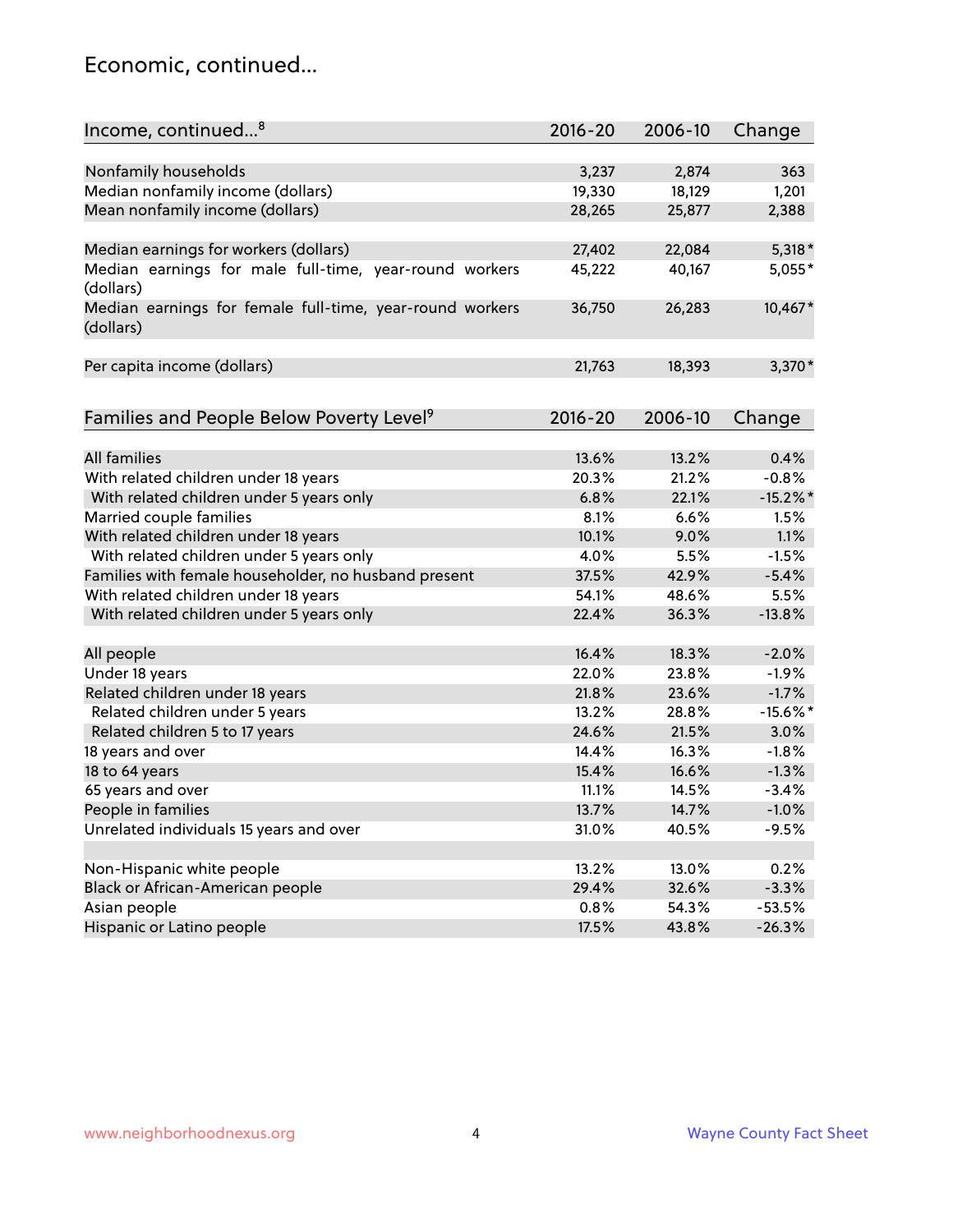## Economic, continued...

| Income, continued...[8] | 2016-20 | 2006-10 | Change |
|---|---|---|---|
| Nonfamily households | 3,237 | 2,874 | 363 |
| Median nonfamily income (dollars) | 19,330 | 18,129 | 1,201 |
| Mean nonfamily income (dollars) | 28,265 | 25,877 | 2,388 |
| Median earnings for workers (dollars) | 27,402 | 22,084 | 5,318* |
| Median earnings for male full-time, year-round workers (dollars) | 45,222 | 40,167 | 5,055* |
| Median earnings for female full-time, year-round workers (dollars) | 36,750 | 26,283 | 10,467* |
| Per capita income (dollars) | 21,763 | 18,393 | 3,370* |

| Families and People Below Poverty Level[9] | 2016-20 | 2006-10 | Change |
|---|---|---|---|
| All families | 13.6% | 13.2% | 0.4% |
| With related children under 18 years | 20.3% | 21.2% | -0.8% |
| With related children under 5 years only | 6.8% | 22.1% | -15.2%* |
| Married couple families | 8.1% | 6.6% | 1.5% |
| With related children under 18 years | 10.1% | 9.0% | 1.1% |
| With related children under 5 years only | 4.0% | 5.5% | -1.5% |
| Families with female householder, no husband present | 37.5% | 42.9% | -5.4% |
| With related children under 18 years | 54.1% | 48.6% | 5.5% |
| With related children under 5 years only | 22.4% | 36.3% | -13.8% |
| All people | 16.4% | 18.3% | -2.0% |
| Under 18 years | 22.0% | 23.8% | -1.9% |
| Related children under 18 years | 21.8% | 23.6% | -1.7% |
| Related children under 5 years | 13.2% | 28.8% | -15.6%* |
| Related children 5 to 17 years | 24.6% | 21.5% | 3.0% |
| 18 years and over | 14.4% | 16.3% | -1.8% |
| 18 to 64 years | 15.4% | 16.6% | -1.3% |
| 65 years and over | 11.1% | 14.5% | -3.4% |
| People in families | 13.7% | 14.7% | -1.0% |
| Unrelated individuals 15 years and over | 31.0% | 40.5% | -9.5% |
| Non-Hispanic white people | 13.2% | 13.0% | 0.2% |
| Black or African-American people | 29.4% | 32.6% | -3.3% |
| Asian people | 0.8% | 54.3% | -53.5% |
| Hispanic or Latino people | 17.5% | 43.8% | -26.3% |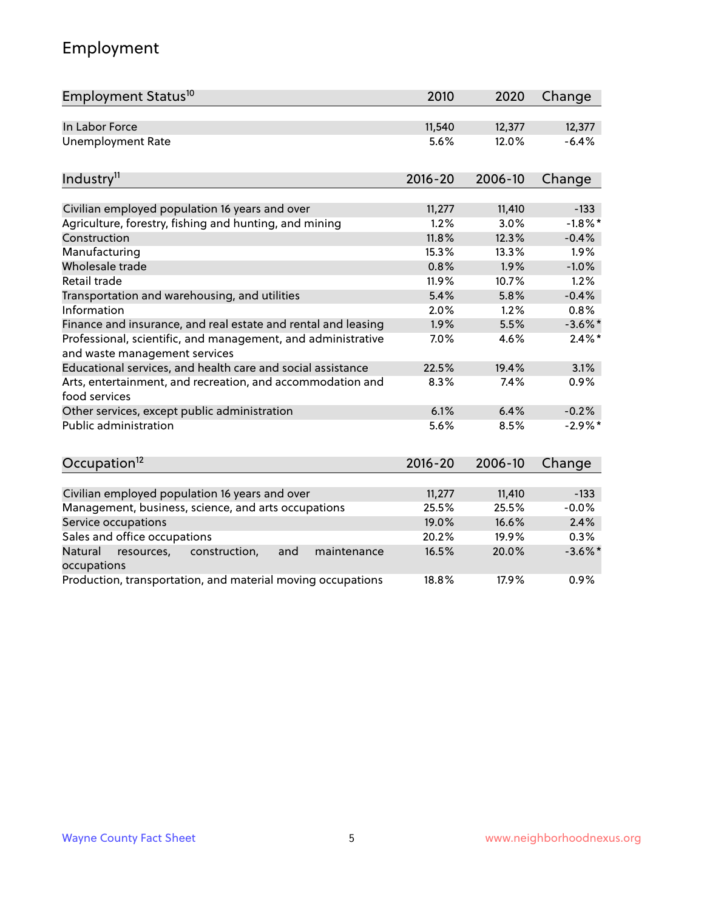# Employment

| Employment Status[10] | 2010 | 2020 | Change |
|---|---|---|---|
| In Labor Force | 11,540 | 12,377 | 12,377 |
| Unemployment Rate | 5.6% | 12.0% | -6.4% |

| Industry[11] | 2016-20 | 2006-10 | Change |
|---|---|---|---|
| Civilian employed population 16 years and over | 11,277 | 11,410 | -133 |
| Agriculture, forestry, fishing and hunting, and mining | 1.2% | 3.0% | -1.8%* |
| Construction | 11.8% | 12.3% | -0.4% |
| Manufacturing | 15.3% | 13.3% | 1.9% |
| Wholesale trade | 0.8% | 1.9% | -1.0% |
| Retail trade | 11.9% | 10.7% | 1.2% |
| Transportation and warehousing, and utilities | 5.4% | 5.8% | -0.4% |
| Information | 2.0% | 1.2% | 0.8% |
| Finance and insurance, and real estate and rental and leasing | 1.9% | 5.5% | -3.6%* |
| Professional, scientific, and management, and administrative and waste management services | 7.0% | 4.6% | 2.4%* |
| Educational services, and health care and social assistance | 22.5% | 19.4% | 3.1% |
| Arts, entertainment, and recreation, and accommodation and food services | 8.3% | 7.4% | 0.9% |
| Other services, except public administration | 6.1% | 6.4% | -0.2% |
| Public administration | 5.6% | 8.5% | -2.9%* |

| Occupation[12] | 2016-20 | 2006-10 | Change |
|---|---|---|---|
| Civilian employed population 16 years and over | 11,277 | 11,410 | -133 |
| Management, business, science, and arts occupations | 25.5% | 25.5% | -0.0% |
| Service occupations | 19.0% | 16.6% | 2.4% |
| Sales and office occupations | 20.2% | 19.9% | 0.3% |
| Natural resources, construction, and maintenance occupations | 16.5% | 20.0% | -3.6%* |
| Production, transportation, and material moving occupations | 18.8% | 17.9% | 0.9% |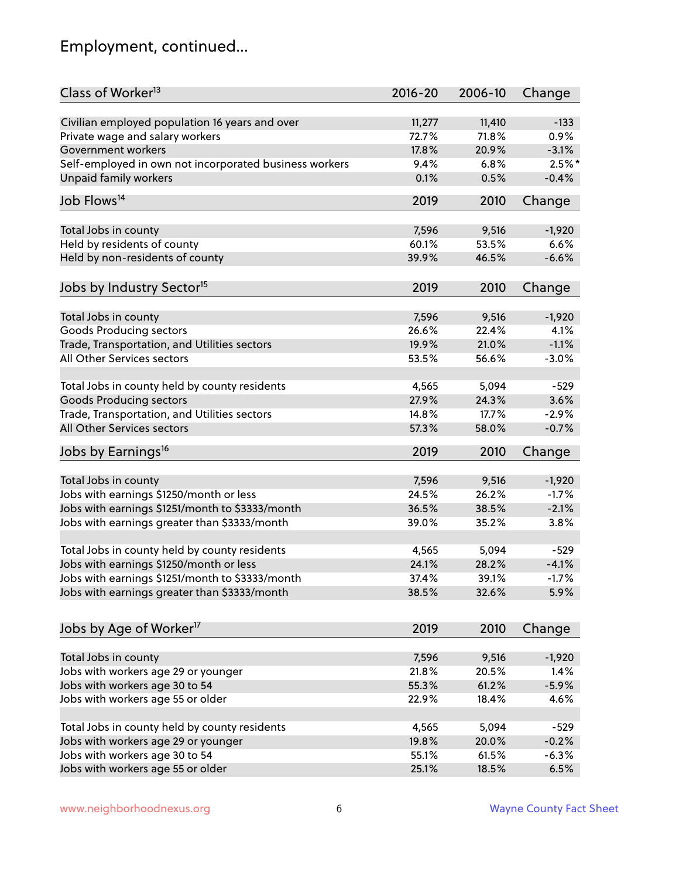## Employment, continued...

| Class of Worker[13] | 2016-20 | 2006-10 | Change |
|---|---|---|---|
| Civilian employed population 16 years and over | 11,277 | 11,410 | -133 |
| Private wage and salary workers | 72.7% | 71.8% | 0.9% |
| Government workers | 17.8% | 20.9% | -3.1% |
| Self-employed in own not incorporated business workers | 9.4% | 6.8% | 2.5%* |
| Unpaid family workers | 0.1% | 0.5% | -0.4% |

| Job Flows[14] | 2019 | 2010 | Change |
|---|---|---|---|
| Total Jobs in county | 7,596 | 9,516 | -1,920 |
| Held by residents of county | 60.1% | 53.5% | 6.6% |
| Held by non-residents of county | 39.9% | 46.5% | -6.6% |

| Jobs by Industry Sector[15] | 2019 | 2010 | Change |
|---|---|---|---|
| Total Jobs in county | 7,596 | 9,516 | -1,920 |
| Goods Producing sectors | 26.6% | 22.4% | 4.1% |
| Trade, Transportation, and Utilities sectors | 19.9% | 21.0% | -1.1% |
| All Other Services sectors | 53.5% | 56.6% | -3.0% |
| | | | |
| Total Jobs in county held by county residents | 4,565 | 5,094 | -529 |
| Goods Producing sectors | 27.9% | 24.3% | 3.6% |
| Trade, Transportation, and Utilities sectors | 14.8% | 17.7% | -2.9% |
| All Other Services sectors | 57.3% | 58.0% | -0.7% |

| Jobs by Earnings[16] | 2019 | 2010 | Change |
|---|---|---|---|
| Total Jobs in county | 7,596 | 9,516 | -1,920 |
| Jobs with earnings $1250/month or less | 24.5% | 26.2% | -1.7% |
| Jobs with earnings $1251/month to $3333/month | 36.5% | 38.5% | -2.1% |
| Jobs with earnings greater than $3333/month | 39.0% | 35.2% | 3.8% |
| | | | |
| Total Jobs in county held by county residents | 4,565 | 5,094 | -529 |
| Jobs with earnings $1250/month or less | 24.1% | 28.2% | -4.1% |
| Jobs with earnings $1251/month to $3333/month | 37.4% | 39.1% | -1.7% |
| Jobs with earnings greater than $3333/month | 38.5% | 32.6% | 5.9% |

| Jobs by Age of Worker[17] | 2019 | 2010 | Change |
|---|---|---|---|
| Total Jobs in county | 7,596 | 9,516 | -1,920 |
| Jobs with workers age 29 or younger | 21.8% | 20.5% | 1.4% |
| Jobs with workers age 30 to 54 | 55.3% | 61.2% | -5.9% |
| Jobs with workers age 55 or older | 22.9% | 18.4% | 4.6% |
| | | | |
| Total Jobs in county held by county residents | 4,565 | 5,094 | -529 |
| Jobs with workers age 29 or younger | 19.8% | 20.0% | -0.2% |
| Jobs with workers age 30 to 54 | 55.1% | 61.5% | -6.3% |
| Jobs with workers age 55 or older | 25.1% | 18.5% | 6.5% |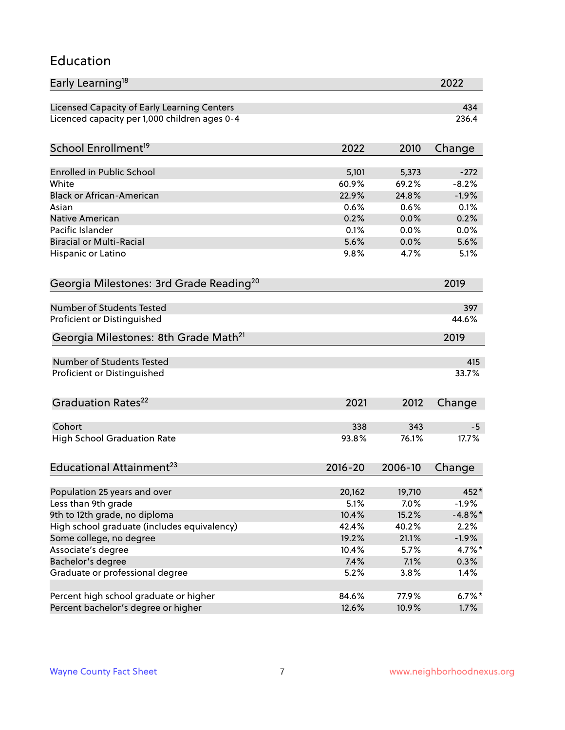## Education

| Early Learning[18] | 2022 |
|---|---|
| Licensed Capacity of Early Learning Centers | 434 |
| Licenced capacity per 1,000 children ages 0-4 | 236.4 |

| School Enrollment[19] | 2022 | 2010 | Change |
|---|---|---|---|
| Enrolled in Public School | 5,101 | 5,373 | -272 |
| White | 60.9% | 69.2% | -8.2% |
| Black or African-American | 22.9% | 24.8% | -1.9% |
| Asian | 0.6% | 0.6% | 0.1% |
| Native American | 0.2% | 0.0% | 0.2% |
| Pacific Islander | 0.1% | 0.0% | 0.0% |
| Biracial or Multi-Racial | 5.6% | 0.0% | 5.6% |
| Hispanic or Latino | 9.8% | 4.7% | 5.1% |

| Georgia Milestones: 3rd Grade Reading[20] | 2019 |
|---|---|
| Number of Students Tested | 397 |
| Proficient or Distinguished | 44.6% |

| Georgia Milestones: 8th Grade Math[21] | 2019 |
|---|---|
| Number of Students Tested | 415 |
| Proficient or Distinguished | 33.7% |

| Graduation Rates[22] | 2021 | 2012 | Change |
|---|---|---|---|
| Cohort | 338 | 343 | -5 |
| High School Graduation Rate | 93.8% | 76.1% | 17.7% |

| Educational Attainment[23] | 2016-20 | 2006-10 | Change |
|---|---|---|---|
| Population 25 years and over | 20,162 | 19,710 | 452* |
| Less than 9th grade | 5.1% | 7.0% | -1.9% |
| 9th to 12th grade, no diploma | 10.4% | 15.2% | -4.8%* |
| High school graduate (includes equivalency) | 42.4% | 40.2% | 2.2% |
| Some college, no degree | 19.2% | 21.1% | -1.9% |
| Associate's degree | 10.4% | 5.7% | 4.7%* |
| Bachelor's degree | 7.4% | 7.1% | 0.3% |
| Graduate or professional degree | 5.2% | 3.8% | 1.4% |
| | | | |
| Percent high school graduate or higher | 84.6% | 77.9% | 6.7%* |
| Percent bachelor's degree or higher | 12.6% | 10.9% | 1.7% |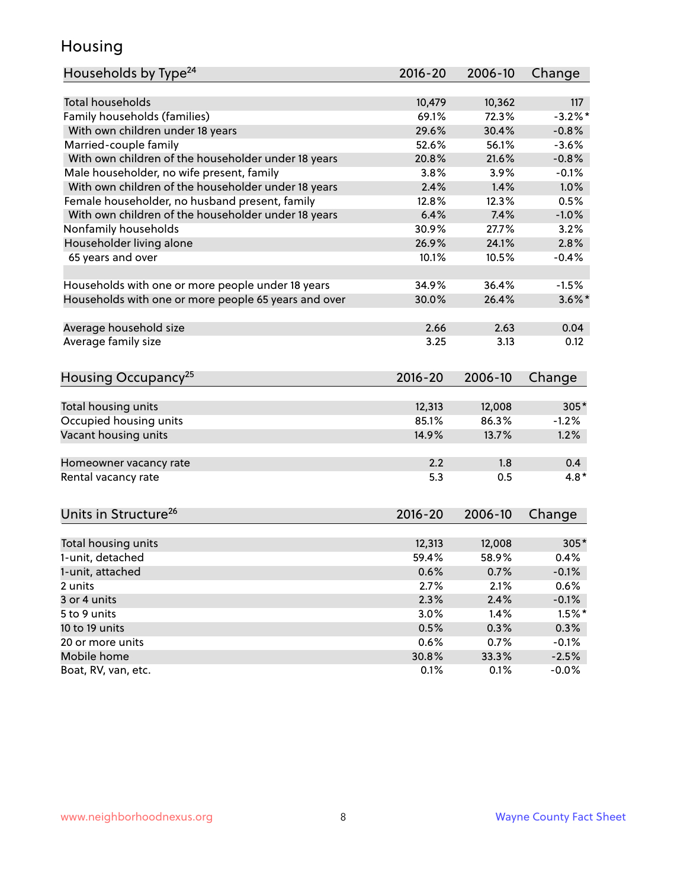## Housing

| Households by Type[24] | 2016-20 | 2006-10 | Change |
|---|---|---|---|
| Total households | 10,479 | 10,362 | 117 |
| Family households (families) | 69.1% | 72.3% | -3.2%* |
| With own children under 18 years | 29.6% | 30.4% | -0.8% |
| Married-couple family | 52.6% | 56.1% | -3.6% |
| With own children of the householder under 18 years | 20.8% | 21.6% | -0.8% |
| Male householder, no wife present, family | 3.8% | 3.9% | -0.1% |
| With own children of the householder under 18 years | 2.4% | 1.4% | 1.0% |
| Female householder, no husband present, family | 12.8% | 12.3% | 0.5% |
| With own children of the householder under 18 years | 6.4% | 7.4% | -1.0% |
| Nonfamily households | 30.9% | 27.7% | 3.2% |
| Householder living alone | 26.9% | 24.1% | 2.8% |
| 65 years and over | 10.1% | 10.5% | -0.4% |
| | | | |
| Households with one or more people under 18 years | 34.9% | 36.4% | -1.5% |
| Households with one or more people 65 years and over | 30.0% | 26.4% | 3.6%* |
| | | | |
| Average household size | 2.66 | 2.63 | 0.04 |
| Average family size | 3.25 | 3.13 | 0.12 |

| Housing Occupancy[25] | 2016-20 | 2006-10 | Change |
|---|---|---|---|
| Total housing units | 12,313 | 12,008 | 305* |
| Occupied housing units | 85.1% | 86.3% | -1.2% |
| Vacant housing units | 14.9% | 13.7% | 1.2% |
| | | | |
| Homeowner vacancy rate | 2.2 | 1.8 | 0.4 |
| Rental vacancy rate | 5.3 | 0.5 | 4.8* |

| Units in Structure[26] | 2016-20 | 2006-10 | Change |
|---|---|---|---|
| Total housing units | 12,313 | 12,008 | 305* |
| 1-unit, detached | 59.4% | 58.9% | 0.4% |
| 1-unit, attached | 0.6% | 0.7% | -0.1% |
| 2 units | 2.7% | 2.1% | 0.6% |
| 3 or 4 units | 2.3% | 2.4% | -0.1% |
| 5 to 9 units | 3.0% | 1.4% | 1.5%* |
| 10 to 19 units | 0.5% | 0.3% | 0.3% |
| 20 or more units | 0.6% | 0.7% | -0.1% |
| Mobile home | 30.8% | 33.3% | -2.5% |
| Boat, RV, van, etc. | 0.1% | 0.1% | -0.0% |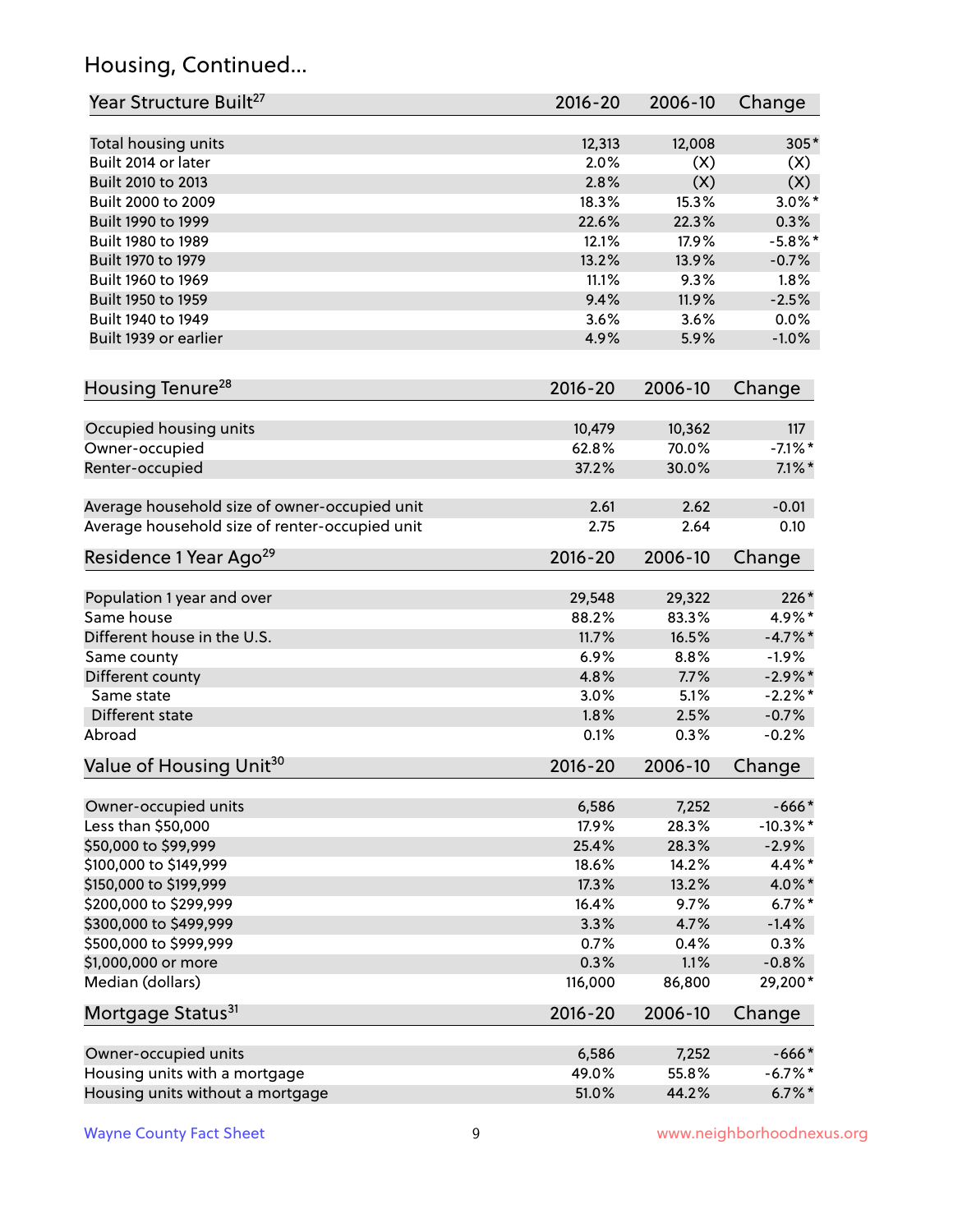## Housing, Continued...

| Year Structure Built[27] | 2016-20 | 2006-10 | Change |
|---|---|---|---|
| Total housing units | 12,313 | 12,008 | 305* |
| Built 2014 or later | 2.0% | (X) | (X) |
| Built 2010 to 2013 | 2.8% | (X) | (X) |
| Built 2000 to 2009 | 18.3% | 15.3% | 3.0%* |
| Built 1990 to 1999 | 22.6% | 22.3% | 0.3% |
| Built 1980 to 1989 | 12.1% | 17.9% | -5.8%* |
| Built 1970 to 1979 | 13.2% | 13.9% | -0.7% |
| Built 1960 to 1969 | 11.1% | 9.3% | 1.8% |
| Built 1950 to 1959 | 9.4% | 11.9% | -2.5% |
| Built 1940 to 1949 | 3.6% | 3.6% | 0.0% |
| Built 1939 or earlier | 4.9% | 5.9% | -1.0% |

| Housing Tenure[28] | 2016-20 | 2006-10 | Change |
|---|---|---|---|
| Occupied housing units | 10,479 | 10,362 | 117 |
| Owner-occupied | 62.8% | 70.0% | -7.1%* |
| Renter-occupied | 37.2% | 30.0% | 7.1%* |
| Average household size of owner-occupied unit | 2.61 | 2.62 | -0.01 |
| Average household size of renter-occupied unit | 2.75 | 2.64 | 0.10 |

| Residence 1 Year Ago[29] | 2016-20 | 2006-10 | Change |
|---|---|---|---|
| Population 1 year and over | 29,548 | 29,322 | 226* |
| Same house | 88.2% | 83.3% | 4.9%* |
| Different house in the U.S. | 11.7% | 16.5% | -4.7%* |
| Same county | 6.9% | 8.8% | -1.9% |
| Different county | 4.8% | 7.7% | -2.9%* |
| Same state | 3.0% | 5.1% | -2.2%* |
| Different state | 1.8% | 2.5% | -0.7% |
| Abroad | 0.1% | 0.3% | -0.2% |

| Value of Housing Unit[30] | 2016-20 | 2006-10 | Change |
|---|---|---|---|
| Owner-occupied units | 6,586 | 7,252 | -666* |
| Less than $50,000 | 17.9% | 28.3% | -10.3%* |
| $50,000 to $99,999 | 25.4% | 28.3% | -2.9% |
| $100,000 to $149,999 | 18.6% | 14.2% | 4.4%* |
| $150,000 to $199,999 | 17.3% | 13.2% | 4.0%* |
| $200,000 to $299,999 | 16.4% | 9.7% | 6.7%* |
| $300,000 to $499,999 | 3.3% | 4.7% | -1.4% |
| $500,000 to $999,999 | 0.7% | 0.4% | 0.3% |
| $1,000,000 or more | 0.3% | 1.1% | -0.8% |
| Median (dollars) | 116,000 | 86,800 | 29,200* |

| Mortgage Status[31] | 2016-20 | 2006-10 | Change |
|---|---|---|---|
| Owner-occupied units | 6,586 | 7,252 | -666* |
| Housing units with a mortgage | 49.0% | 55.8% | -6.7%* |
| Housing units without a mortgage | 51.0% | 44.2% | 6.7%* |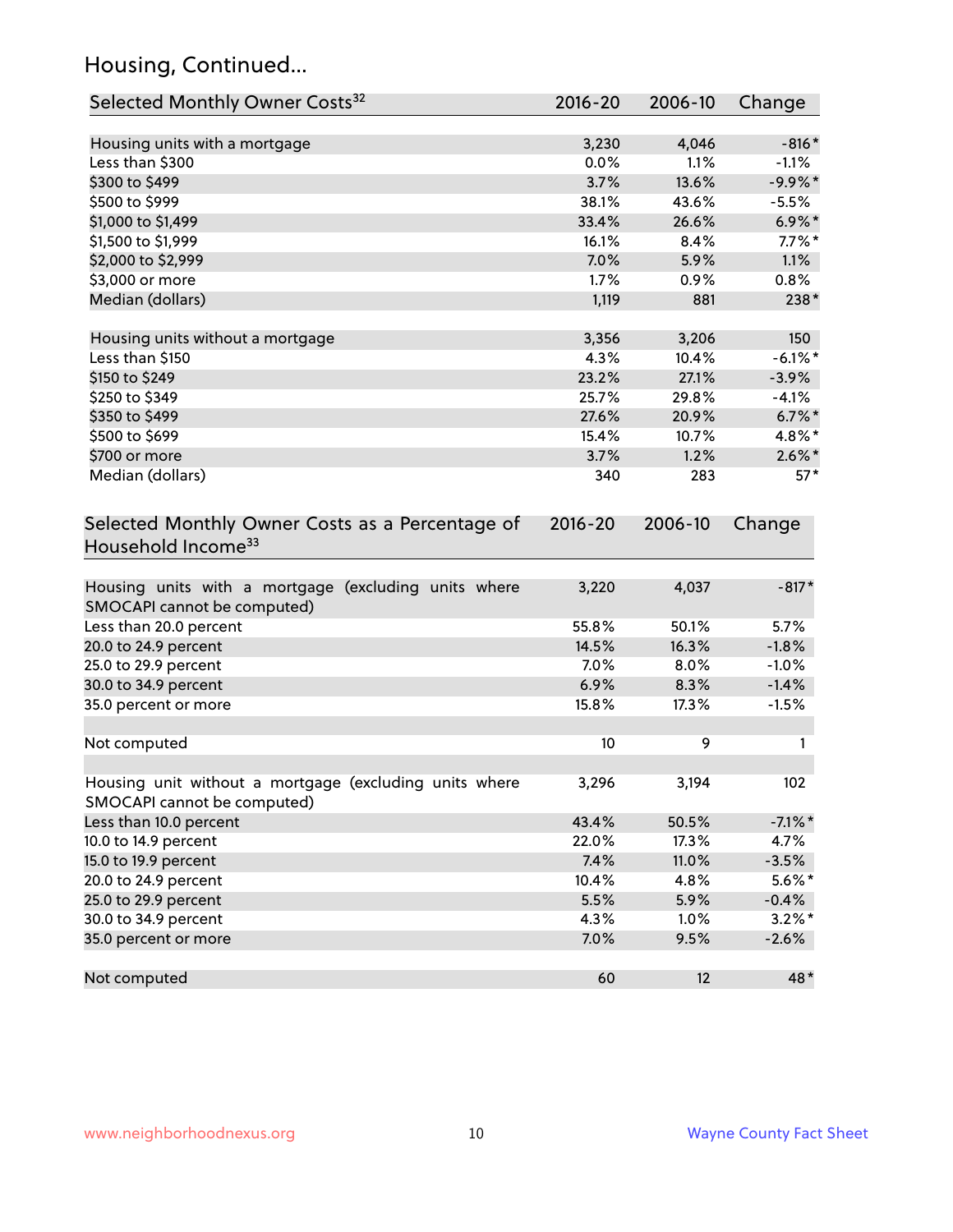## Housing, Continued...

| Selected Monthly Owner Costs[32] | 2016-20 | 2006-10 | Change |
|---|---|---|---|
| Housing units with a mortgage | 3,230 | 4,046 | -816* |
| Less than $300 | 0.0% | 1.1% | -1.1% |
| $300 to $499 | 3.7% | 13.6% | -9.9%* |
| $500 to $999 | 38.1% | 43.6% | -5.5% |
| $1,000 to $1,499 | 33.4% | 26.6% | 6.9%* |
| $1,500 to $1,999 | 16.1% | 8.4% | 7.7%* |
| $2,000 to $2,999 | 7.0% | 5.9% | 1.1% |
| $3,000 or more | 1.7% | 0.9% | 0.8% |
| Median (dollars) | 1,119 | 881 | 238* |
| | | | |
| Housing units without a mortgage | 3,356 | 3,206 | 150 |
| Less than $150 | 4.3% | 10.4% | -6.1%* |
| $150 to $249 | 23.2% | 27.1% | -3.9% |
| $250 to $349 | 25.7% | 29.8% | -4.1% |
| $350 to $499 | 27.6% | 20.9% | 6.7%* |
| $500 to $699 | 15.4% | 10.7% | 4.8%* |
| $700 or more | 3.7% | 1.2% | 2.6%* |
| Median (dollars) | 340 | 283 | 57* |

| Selected Monthly Owner Costs as a Percentage of Household Income[33] | 2016-20 | 2006-10 | Change |
|---|---|---|---|
| Housing units with a mortgage (excluding units where SMOCAPI cannot be computed) | 3,220 | 4,037 | -817* |
| Less than 20.0 percent | 55.8% | 50.1% | 5.7% |
| 20.0 to 24.9 percent | 14.5% | 16.3% | -1.8% |
| 25.0 to 29.9 percent | 7.0% | 8.0% | -1.0% |
| 30.0 to 34.9 percent | 6.9% | 8.3% | -1.4% |
| 35.0 percent or more | 15.8% | 17.3% | -1.5% |
| | | | |
| Not computed | 10 | 9 | 1 |
| | | | |
| Housing unit without a mortgage (excluding units where SMOCAPI cannot be computed) | 3,296 | 3,194 | 102 |
| Less than 10.0 percent | 43.4% | 50.5% | -7.1%* |
| 10.0 to 14.9 percent | 22.0% | 17.3% | 4.7% |
| 15.0 to 19.9 percent | 7.4% | 11.0% | -3.5% |
| 20.0 to 24.9 percent | 10.4% | 4.8% | 5.6%* |
| 25.0 to 29.9 percent | 5.5% | 5.9% | -0.4% |
| 30.0 to 34.9 percent | 4.3% | 1.0% | 3.2%* |
| 35.0 percent or more | 7.0% | 9.5% | -2.6% |
| | | | |
| Not computed | 60 | 12 | 48* |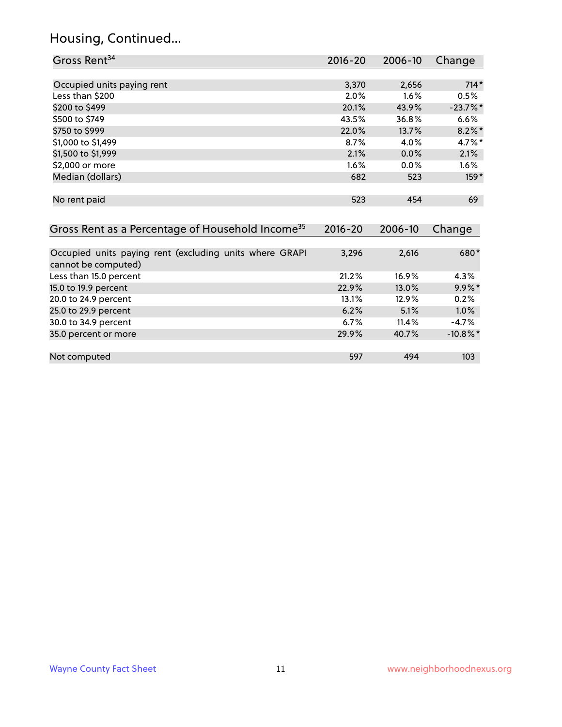# Housing, Continued...

| Gross Rent[34] | 2016-20 | 2006-10 | Change |
|---|---|---|---|
| Occupied units paying rent | 3,370 | 2,656 | 714* |
| Less than $200 | 2.0% | 1.6% | 0.5% |
| $200 to $499 | 20.1% | 43.9% | -23.7%* |
| $500 to $749 | 43.5% | 36.8% | 6.6% |
| $750 to $999 | 22.0% | 13.7% | 8.2%* |
| $1,000 to $1,499 | 8.7% | 4.0% | 4.7%* |
| $1,500 to $1,999 | 2.1% | 0.0% | 2.1% |
| $2,000 or more | 1.6% | 0.0% | 1.6% |
| Median (dollars) | 682 | 523 | 159* |
| No rent paid | 523 | 454 | 69 |

| Gross Rent as a Percentage of Household Income[35] | 2016-20 | 2006-10 | Change |
|---|---|---|---|
| Occupied units paying rent (excluding units where GRAPI cannot be computed) | 3,296 | 2,616 | 680* |
| Less than 15.0 percent | 21.2% | 16.9% | 4.3% |
| 15.0 to 19.9 percent | 22.9% | 13.0% | 9.9%* |
| 20.0 to 24.9 percent | 13.1% | 12.9% | 0.2% |
| 25.0 to 29.9 percent | 6.2% | 5.1% | 1.0% |
| 30.0 to 34.9 percent | 6.7% | 11.4% | -4.7% |
| 35.0 percent or more | 29.9% | 40.7% | -10.8%* |
| Not computed | 597 | 494 | 103 |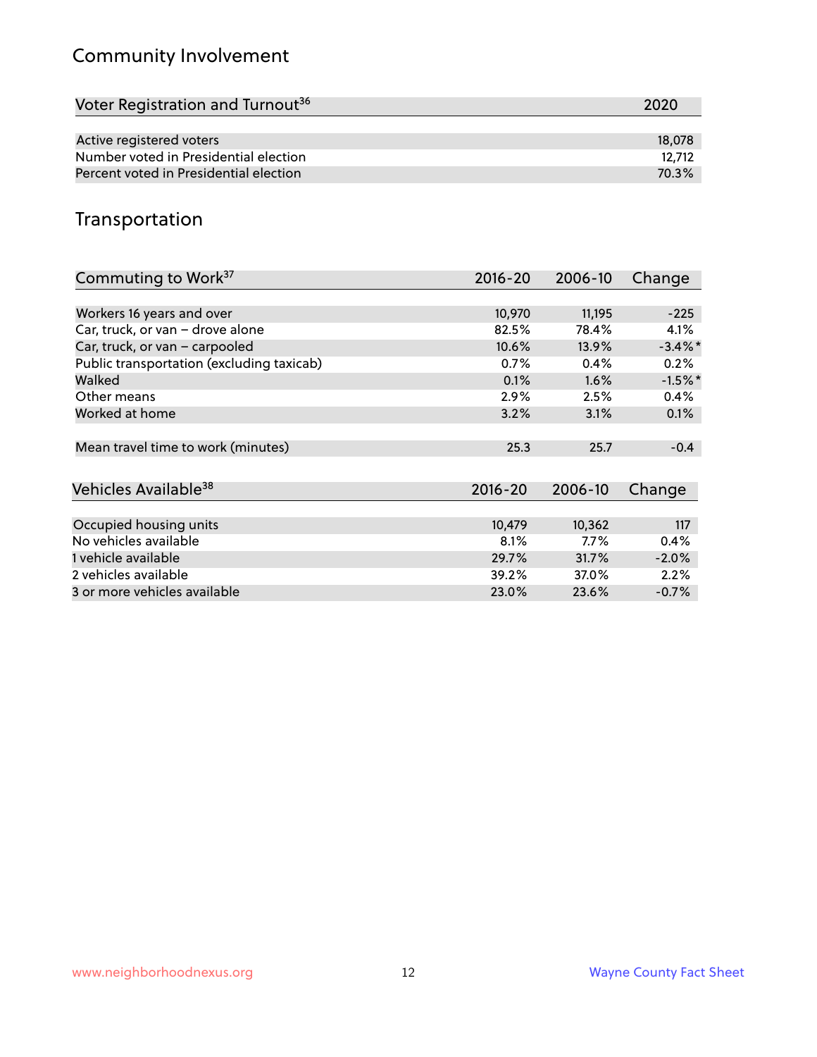## Community Involvement

| Voter Registration and Turnout[36] | 2020 |
|---|---|
| Active registered voters | 18,078 |
| Number voted in Presidential election | 12,712 |
| Percent voted in Presidential election | 70.3% |

## Transportation

| Commuting to Work[37] | 2016-20 | 2006-10 | Change |
|---|---|---|---|
| Workers 16 years and over | 10,970 | 11,195 | -225 |
| Car, truck, or van – drove alone | 82.5% | 78.4% | 4.1% |
| Car, truck, or van – carpooled | 10.6% | 13.9% | -3.4%* |
| Public transportation (excluding taxicab) | 0.7% | 0.4% | 0.2% |
| Walked | 0.1% | 1.6% | -1.5%* |
| Other means | 2.9% | 2.5% | 0.4% |
| Worked at home | 3.2% | 3.1% | 0.1% |
| Mean travel time to work (minutes) | 25.3 | 25.7 | -0.4 |

| Vehicles Available[38] | 2016-20 | 2006-10 | Change |
|---|---|---|---|
| Occupied housing units | 10,479 | 10,362 | 117 |
| No vehicles available | 8.1% | 7.7% | 0.4% |
| 1 vehicle available | 29.7% | 31.7% | -2.0% |
| 2 vehicles available | 39.2% | 37.0% | 2.2% |
| 3 or more vehicles available | 23.0% | 23.6% | -0.7% |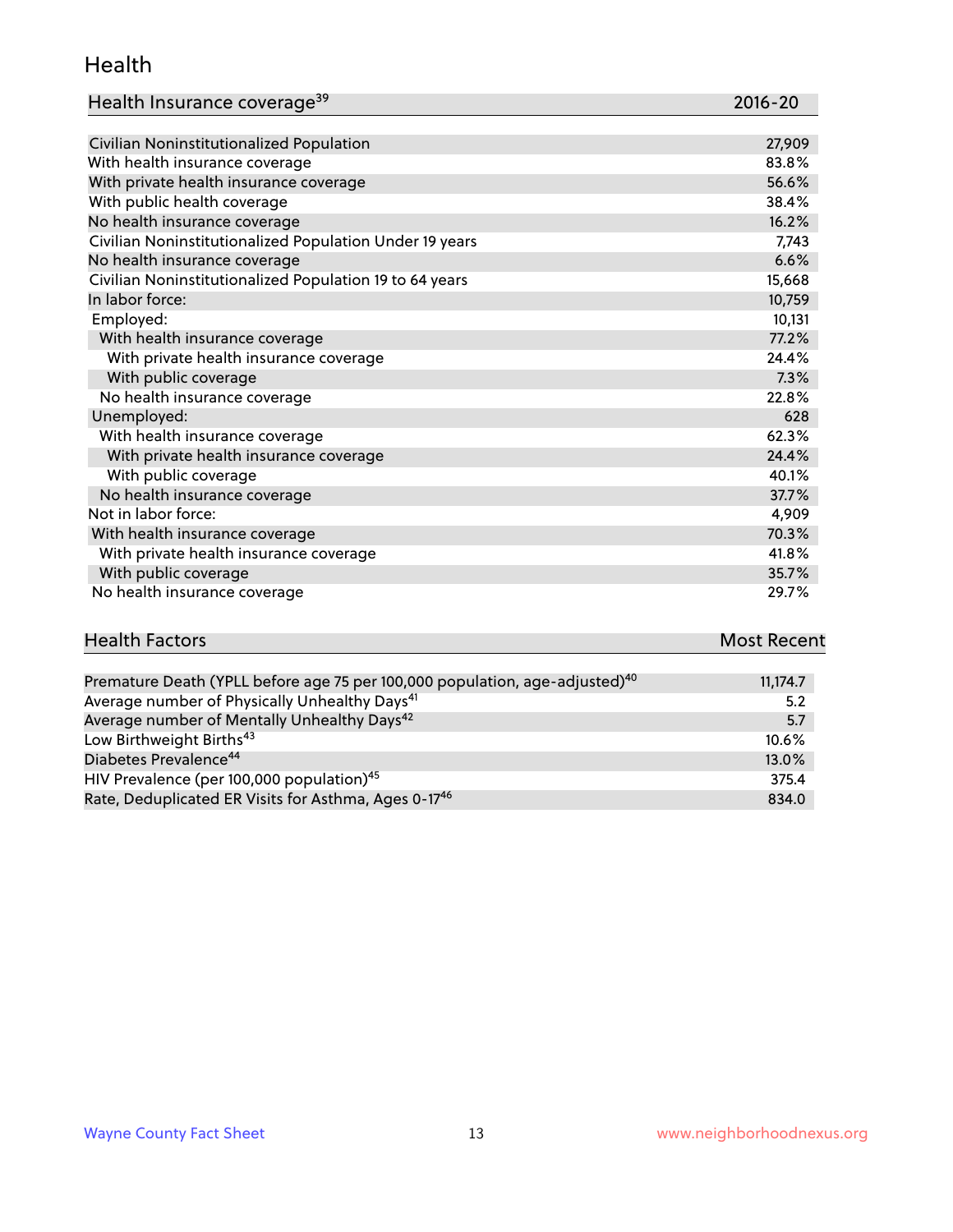## Health

| Health Insurance coverage[39] | 2016-20 |
| --- | --- |
| Civilian Noninstitutionalized Population | 27,909 |
| With health insurance coverage | 83.8% |
| With private health insurance coverage | 56.6% |
| With public health coverage | 38.4% |
| No health insurance coverage | 16.2% |
| Civilian Noninstitutionalized Population Under 19 years | 7,743 |
| No health insurance coverage | 6.6% |
| Civilian Noninstitutionalized Population 19 to 64 years | 15,668 |
| In labor force: | 10,759 |
| Employed: | 10,131 |
| With health insurance coverage | 77.2% |
| With private health insurance coverage | 24.4% |
| With public coverage | 7.3% |
| No health insurance coverage | 22.8% |
| Unemployed: | 628 |
| With health insurance coverage | 62.3% |
| With private health insurance coverage | 24.4% |
| With public coverage | 40.1% |
| No health insurance coverage | 37.7% |
| Not in labor force: | 4,909 |
| With health insurance coverage | 70.3% |
| With private health insurance coverage | 41.8% |
| With public coverage | 35.7% |
| No health insurance coverage | 29.7% |

| Health Factors | Most Recent |
| --- | --- |
| Premature Death (YPLL before age 75 per 100,000 population, age-adjusted)[40] | 11,174.7 |
| Average number of Physically Unhealthy Days[41] | 5.2 |
| Average number of Mentally Unhealthy Days[42] | 5.7 |
| Low Birthweight Births[43] | 10.6% |
| Diabetes Prevalence[44] | 13.0% |
| HIV Prevalence (per 100,000 population)[45] | 375.4 |
| Rate, Deduplicated ER Visits for Asthma, Ages 0-17[46] | 834.0 |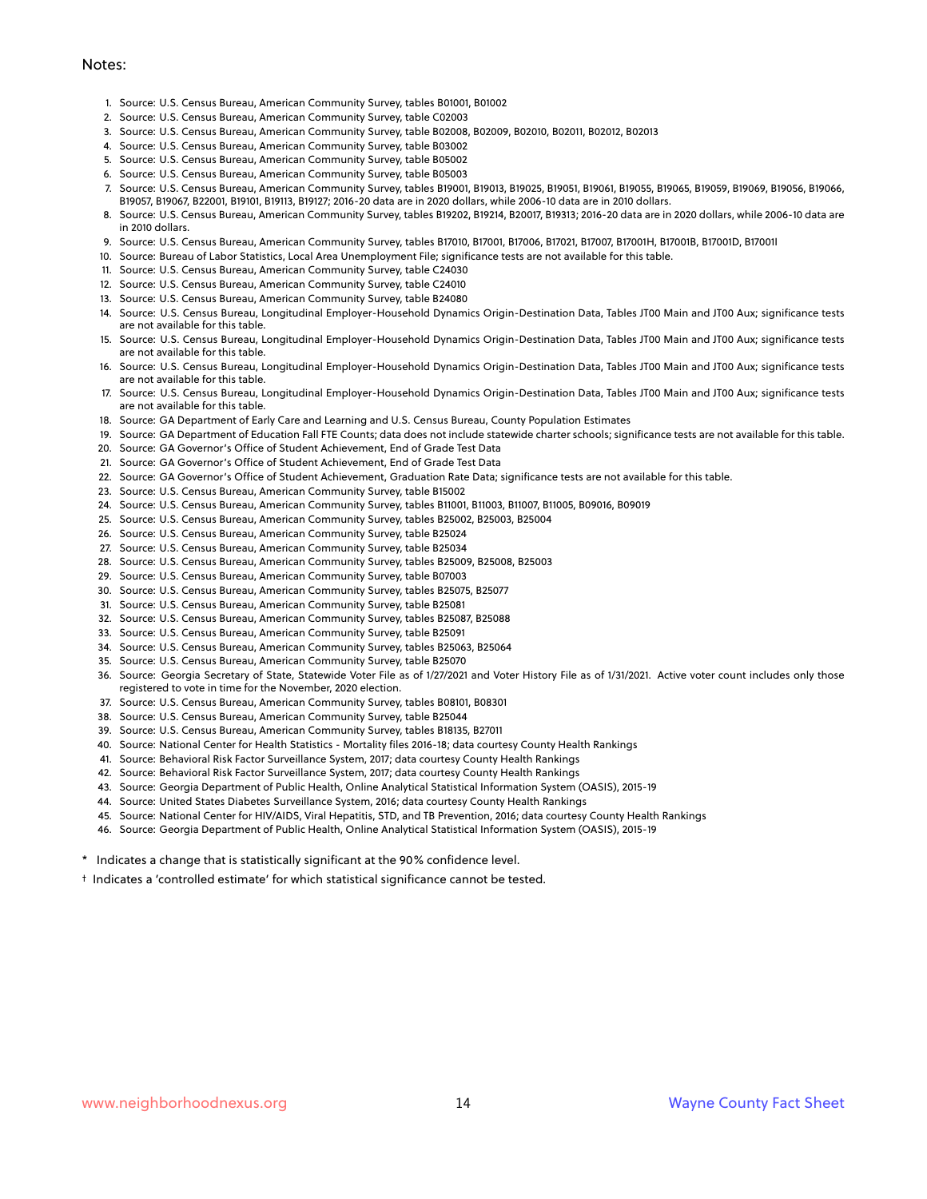Notes:

1. Source: U.S. Census Bureau, American Community Survey, tables B01001, B01002
2. Source: U.S. Census Bureau, American Community Survey, table C02003
3. Source: U.S. Census Bureau, American Community Survey, table B02008, B02009, B02010, B02011, B02012, B02013
4. Source: U.S. Census Bureau, American Community Survey, table B03002
5. Source: U.S. Census Bureau, American Community Survey, table B05002
6. Source: U.S. Census Bureau, American Community Survey, table B05003
7. Source: U.S. Census Bureau, American Community Survey, tables B19001, B19013, B19025, B19051, B19061, B19055, B19065, B19059, B19069, B19056, B19066, B19057, B19067, B22001, B19101, B19113, B19127; 2016-20 data are in 2020 dollars, while 2006-10 data are in 2010 dollars.
8. Source: U.S. Census Bureau, American Community Survey, tables B19202, B19214, B20017, B19313; 2016-20 data are in 2020 dollars, while 2006-10 data are in 2010 dollars.
9. Source: U.S. Census Bureau, American Community Survey, tables B17010, B17001, B17006, B17021, B17007, B17001H, B17001B, B17001D, B17001I
10. Source: Bureau of Labor Statistics, Local Area Unemployment File; significance tests are not available for this table.
11. Source: U.S. Census Bureau, American Community Survey, table C24030
12. Source: U.S. Census Bureau, American Community Survey, table C24010
13. Source: U.S. Census Bureau, American Community Survey, table B24080
14. Source: U.S. Census Bureau, Longitudinal Employer-Household Dynamics Origin-Destination Data, Tables JT00 Main and JT00 Aux; significance tests are not available for this table.
15. Source: U.S. Census Bureau, Longitudinal Employer-Household Dynamics Origin-Destination Data, Tables JT00 Main and JT00 Aux; significance tests are not available for this table.
16. Source: U.S. Census Bureau, Longitudinal Employer-Household Dynamics Origin-Destination Data, Tables JT00 Main and JT00 Aux; significance tests are not available for this table.
17. Source: U.S. Census Bureau, Longitudinal Employer-Household Dynamics Origin-Destination Data, Tables JT00 Main and JT00 Aux; significance tests are not available for this table.
18. Source: GA Department of Early Care and Learning and U.S. Census Bureau, County Population Estimates
19. Source: GA Department of Education Fall FTE Counts; data does not include statewide charter schools; significance tests are not available for this table.
20. Source: GA Governor's Office of Student Achievement, End of Grade Test Data
21. Source: GA Governor's Office of Student Achievement, End of Grade Test Data
22. Source: GA Governor's Office of Student Achievement, Graduation Rate Data; significance tests are not available for this table.
23. Source: U.S. Census Bureau, American Community Survey, table B15002
24. Source: U.S. Census Bureau, American Community Survey, tables B11001, B11003, B11007, B11005, B09016, B09019
25. Source: U.S. Census Bureau, American Community Survey, tables B25002, B25003, B25004
26. Source: U.S. Census Bureau, American Community Survey, table B25024
27. Source: U.S. Census Bureau, American Community Survey, table B25034
28. Source: U.S. Census Bureau, American Community Survey, tables B25009, B25008, B25003
29. Source: U.S. Census Bureau, American Community Survey, table B07003
30. Source: U.S. Census Bureau, American Community Survey, tables B25075, B25077
31. Source: U.S. Census Bureau, American Community Survey, table B25081
32. Source: U.S. Census Bureau, American Community Survey, tables B25087, B25088
33. Source: U.S. Census Bureau, American Community Survey, table B25091
34. Source: U.S. Census Bureau, American Community Survey, tables B25063, B25064
35. Source: U.S. Census Bureau, American Community Survey, table B25070
36. Source: Georgia Secretary of State, Statewide Voter File as of 1/27/2021 and Voter History File as of 1/31/2021. Active voter count includes only those registered to vote in time for the November, 2020 election.
37. Source: U.S. Census Bureau, American Community Survey, tables B08101, B08301
38. Source: U.S. Census Bureau, American Community Survey, table B25044
39. Source: U.S. Census Bureau, American Community Survey, tables B18135, B27011
40. Source: National Center for Health Statistics - Mortality files 2016-18; data courtesy County Health Rankings
41. Source: Behavioral Risk Factor Surveillance System, 2017; data courtesy County Health Rankings
42. Source: Behavioral Risk Factor Surveillance System, 2017; data courtesy County Health Rankings
43. Source: Georgia Department of Public Health, Online Analytical Statistical Information System (OASIS), 2015-19
44. Source: United States Diabetes Surveillance System, 2016; data courtesy County Health Rankings
45. Source: National Center for HIV/AIDS, Viral Hepatitis, STD, and TB Prevention, 2016; data courtesy County Health Rankings
46. Source: Georgia Department of Public Health, Online Analytical Statistical Information System (OASIS), 2015-19

\* Indicates a change that is statistically significant at the 90% confidence level.

† Indicates a 'controlled estimate' for which statistical significance cannot be tested.